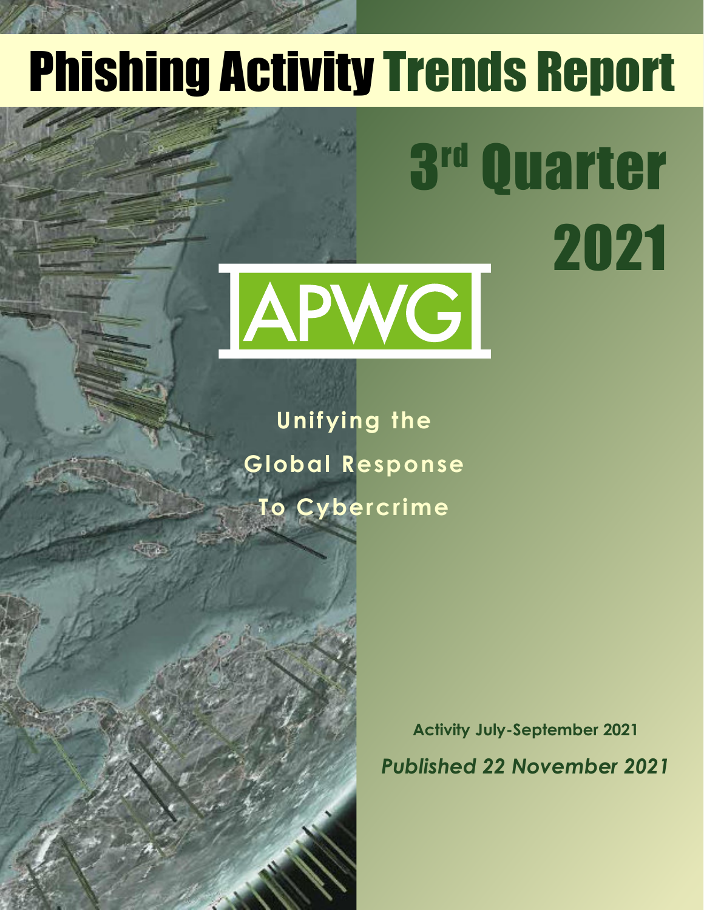# Phishing Activity Trends Report

## 3rd Quarter 2021

APWG

**Unifying the Global Response To Cybercrime**

**Activity July-September 2021**

***Published 22 November 2021***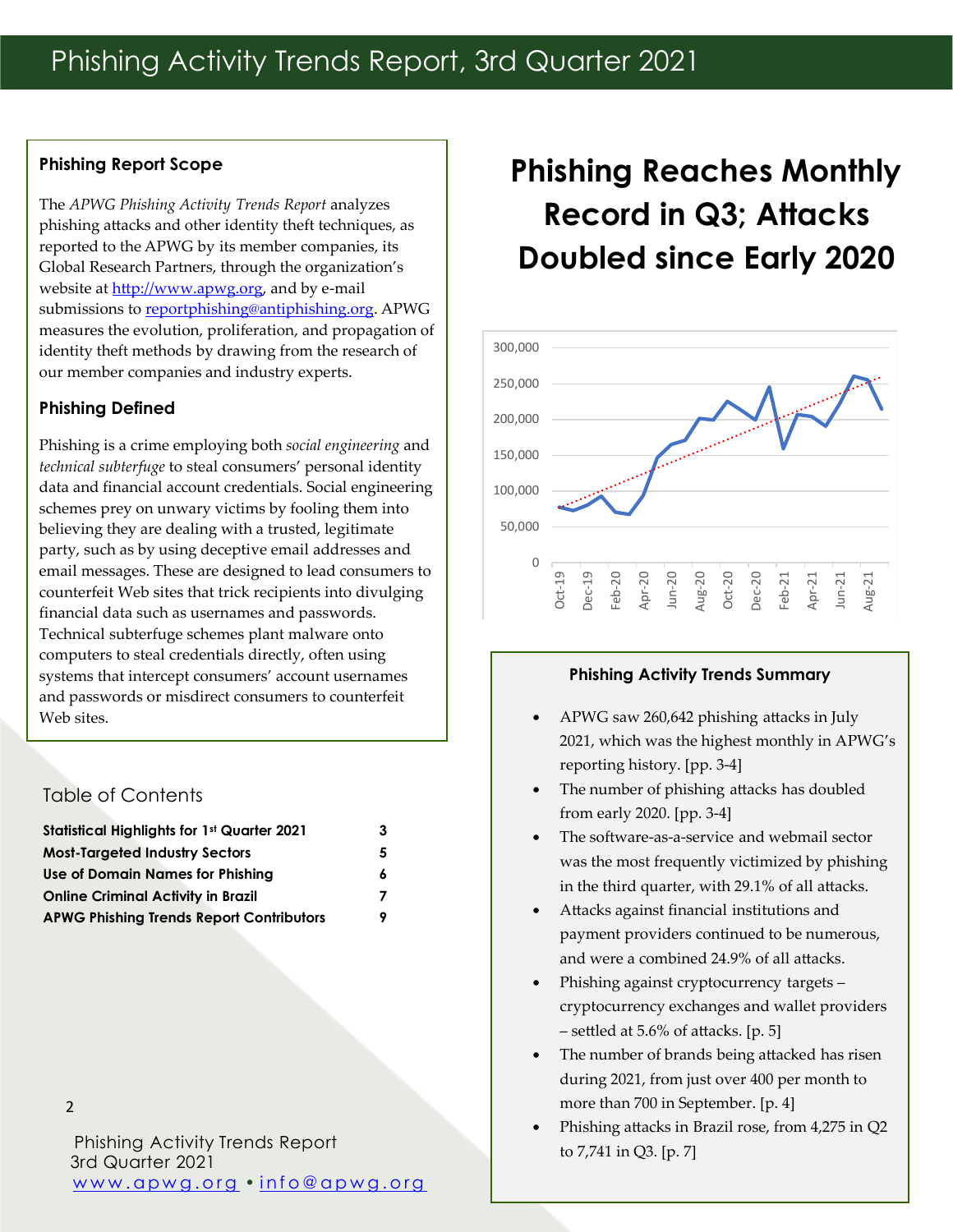# Phishing Activity Trends Report, 3rd Quarter 2021

### Phishing Report Scope

The *APWG Phishing Activity Trends Report* analyzes phishing attacks and other identity theft techniques, as reported to the APWG by its member companies, its Global Research Partners, through the organization's website at http://www.apwg.org, and by e-mail submissions to reportphishing@antiphishing.org. APWG measures the evolution, proliferation, and propagation of identity theft methods by drawing from the research of our member companies and industry experts.

### Phishing Defined

Phishing is a crime employing both *social engineering* and *technical subterfuge* to steal consumers' personal identity data and financial account credentials. Social engineering schemes prey on unwary victims by fooling them into believing they are dealing with a trusted, legitimate party, such as by using deceptive email addresses and email messages. These are designed to lead consumers to counterfeit Web sites that trick recipients into divulging financial data such as usernames and passwords. Technical subterfuge schemes plant malware onto computers to steal credentials directly, often using systems that intercept consumers' account usernames and passwords or misdirect consumers to counterfeit Web sites.

## Table of Contents

| | |
|---|---|
| **Statistical Highlights for 1st Quarter 2021** | **3** |
| **Most-Targeted Industry Sectors** | **5** |
| **Use of Domain Names for Phishing** | **6** |
| **Online Criminal Activity in Brazil** | **7** |
| **APWG Phishing Trends Report Contributors** | **9** |

## Phishing Reaches Monthly Record in Q3; Attacks Doubled since Early 2020

### Phishing Activity Trends Summary

- APWG saw 260,642 phishing attacks in July 2021, which was the highest monthly in APWG's reporting history. [pp. 3-4]
- The number of phishing attacks has doubled from early 2020. [pp. 3-4]
- The software-as-a-service and webmail sector was the most frequently victimized by phishing in the third quarter, with 29.1% of all attacks.
- Attacks against financial institutions and payment providers continued to be numerous, and were a combined 24.9% of all attacks.
- Phishing against cryptocurrency targets – cryptocurrency exchanges and wallet providers – settled at 5.6% of attacks. [p. 5]
- The number of brands being attacked has risen during 2021, from just over 400 per month to more than 700 in September. [p. 4]
- Phishing attacks in Brazil rose, from 4,275 in Q2 to 7,741 in Q3. [p. 7]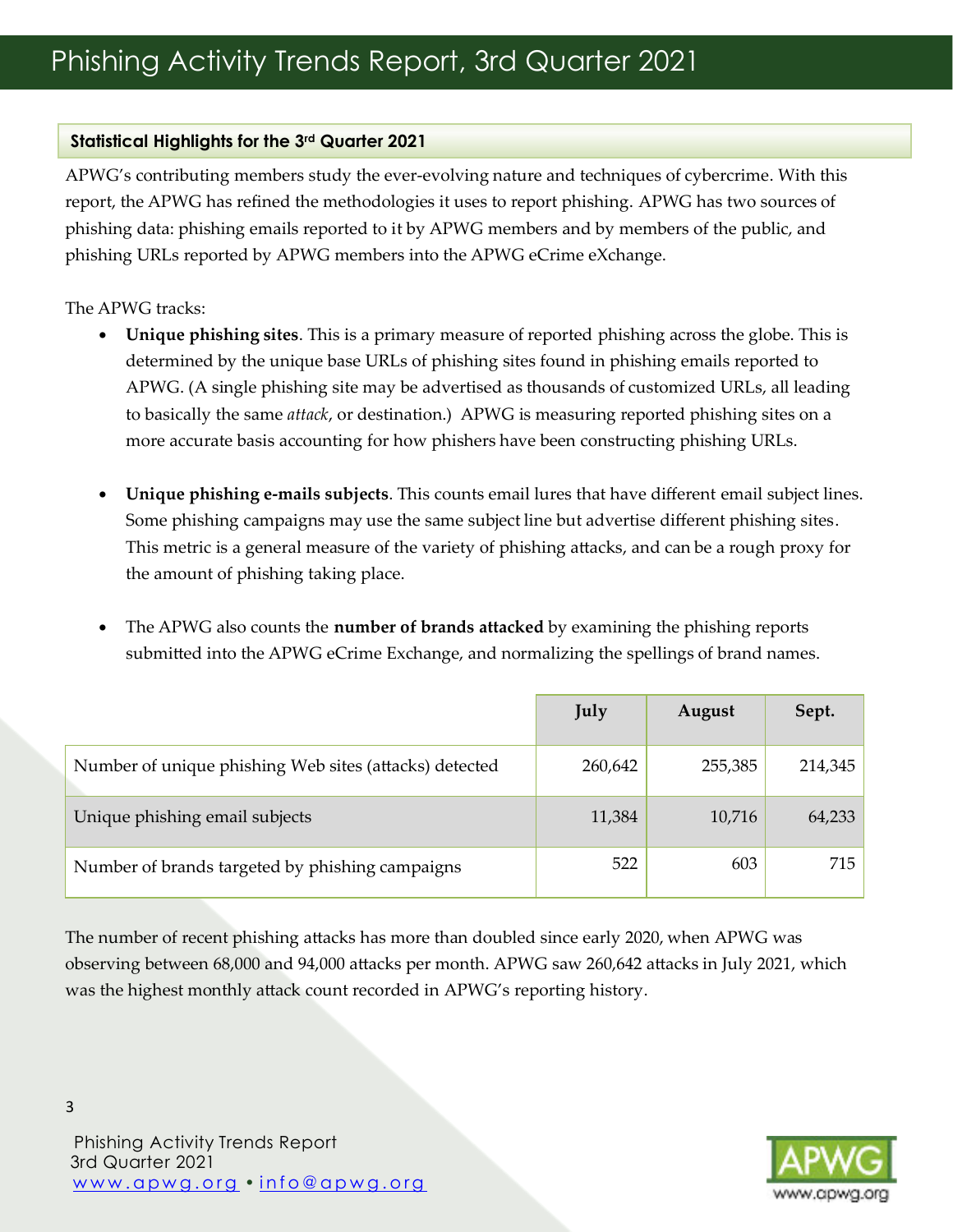## Statistical Highlights for the 3rd Quarter 2021

APWG's contributing members study the ever-evolving nature and techniques of cybercrime. With this report, the APWG has refined the methodologies it uses to report phishing. APWG has two sources of phishing data: phishing emails reported to it by APWG members and by members of the public, and phishing URLs reported by APWG members into the APWG eCrime eXchange.

The APWG tracks:

- **Unique phishing sites**. This is a primary measure of reported phishing across the globe. This is determined by the unique base URLs of phishing sites found in phishing emails reported to APWG. (A single phishing site may be advertised as thousands of customized URLs, all leading to basically the same *attack*, or destination.) APWG is measuring reported phishing sites on a more accurate basis accounting for how phishers have been constructing phishing URLs.

- **Unique phishing e-mails subjects**. This counts email lures that have different email subject lines. Some phishing campaigns may use the same subject line but advertise different phishing sites. This metric is a general measure of the variety of phishing attacks, and can be a rough proxy for the amount of phishing taking place.

- The APWG also counts the **number of brands attacked** by examining the phishing reports submitted into the APWG eCrime Exchange, and normalizing the spellings of brand names.

| | July | August | Sept. |
|---|---|---|---|
| Number of unique phishing Web sites (attacks) detected | 260,642 | 255,385 | 214,345 |
| Unique phishing email subjects | 11,384 | 10,716 | 64,233 |
| Number of brands targeted by phishing campaigns | 522 | 603 | 715 |

The number of recent phishing attacks has more than doubled since early 2020, when APWG was observing between 68,000 and 94,000 attacks per month. APWG saw 260,642 attacks in July 2021, which was the highest monthly attack count recorded in APWG's reporting history.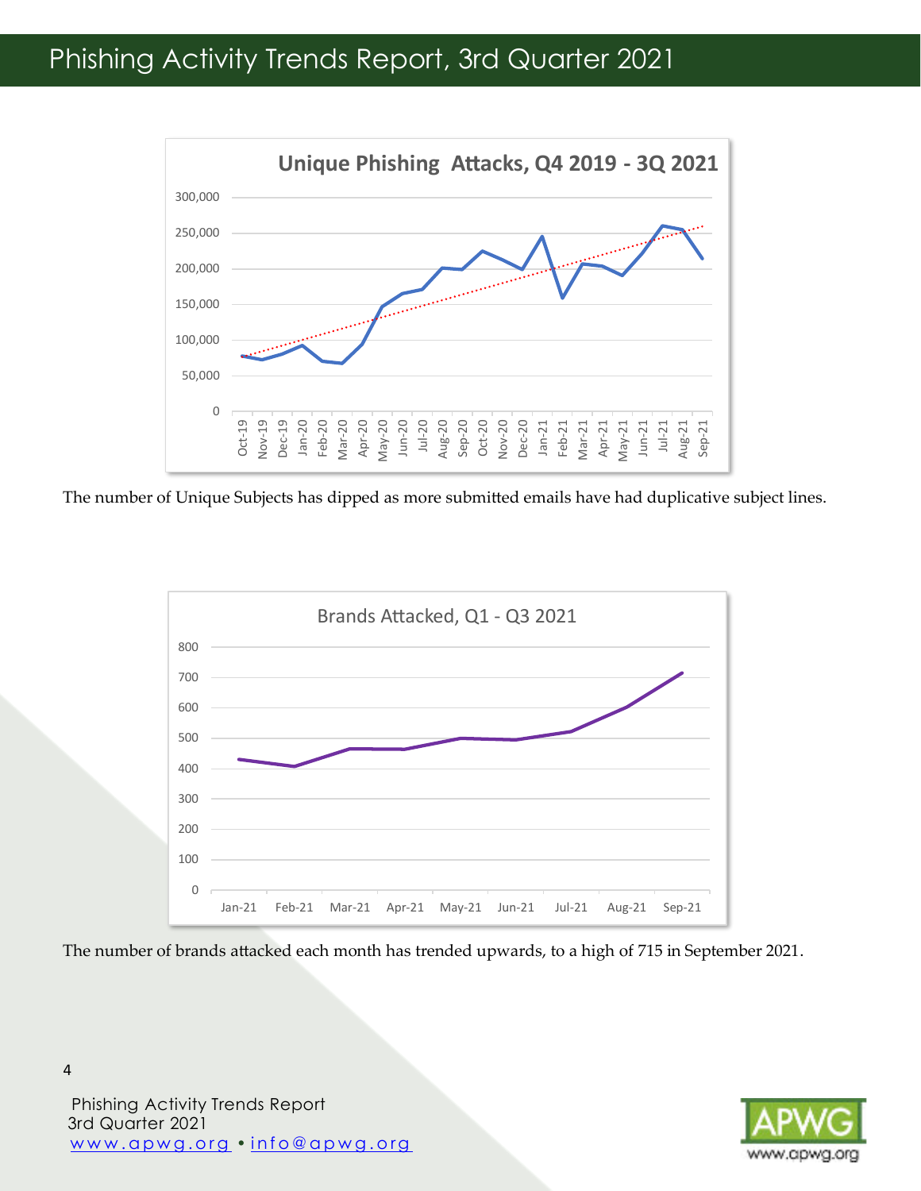**Unique Phishing Attacks, Q4 2019 - 3Q 2021**

The number of Unique Subjects has dipped as more submitted emails have had duplicative subject lines.

Brands Attacked, Q1 - Q3 2021

The number of brands attacked each month has trended upwards, to a high of 715 in September 2021.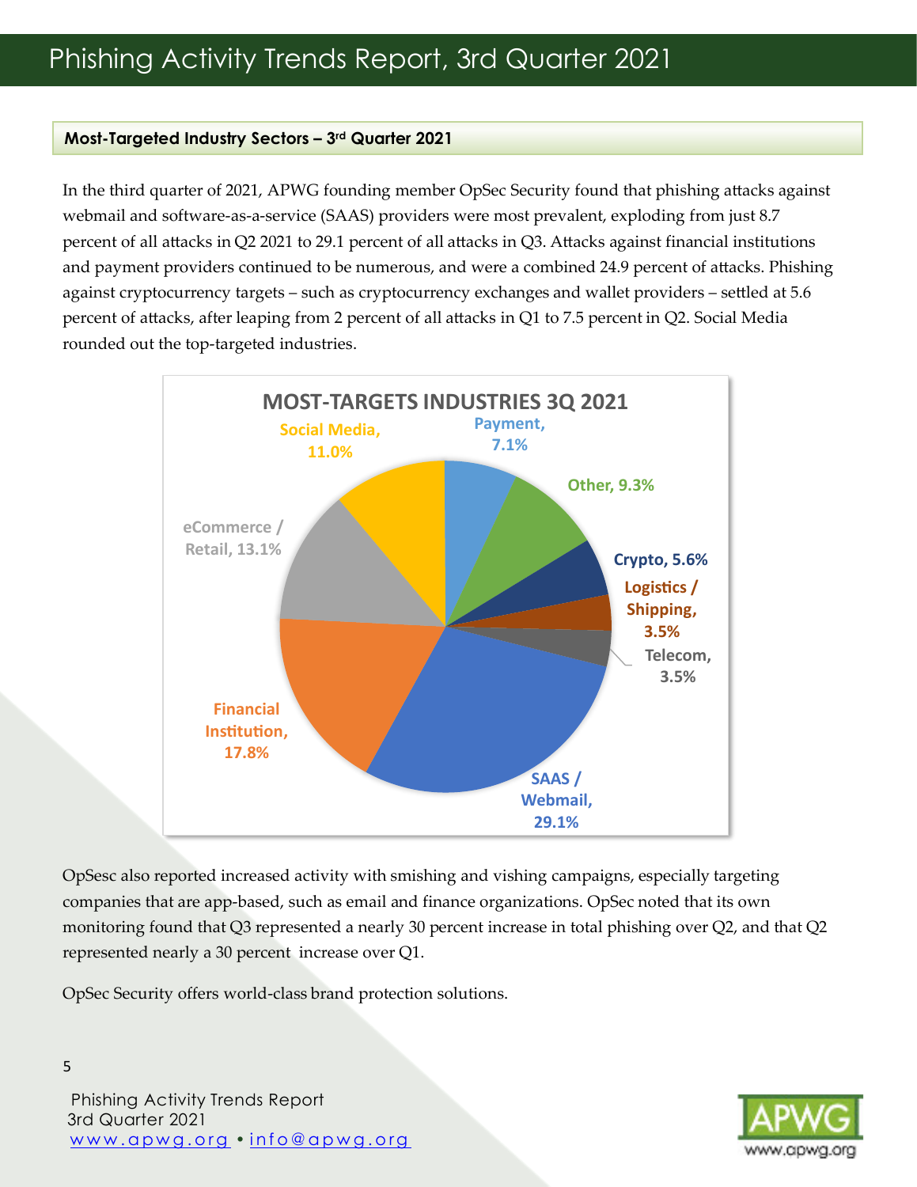## Most-Targeted Industry Sectors – 3rd Quarter 2021

In the third quarter of 2021, APWG founding member OpSec Security found that phishing attacks against webmail and software-as-a-service (SAAS) providers were most prevalent, exploding from just 8.7 percent of all attacks in Q2 2021 to 29.1 percent of all attacks in Q3. Attacks against financial institutions and payment providers continued to be numerous, and were a combined 24.9 percent of attacks. Phishing against cryptocurrency targets – such as cryptocurrency exchanges and wallet providers – settled at 5.6 percent of attacks, after leaping from 2 percent of all attacks in Q1 to 7.5 percent in Q2. Social Media rounded out the top-targeted industries.

**MOST-TARGETS INDUSTRIES 3Q 2021**

| Industry | Share |
|---|---|
| SAAS / Webmail | 29.1% |
| Financial Institution | 17.8% |
| eCommerce / Retail | 13.1% |
| Social Media | 11.0% |
| Other | 9.3% |
| Payment | 7.1% |
| Crypto | 5.6% |
| Logistics / Shipping | 3.5% |
| Telecom | 3.5% |

OpSesc also reported increased activity with smishing and vishing campaigns, especially targeting companies that are app-based, such as email and finance organizations. OpSec noted that its own monitoring found that Q3 represented a nearly 30 percent increase in total phishing over Q2, and that Q2 represented nearly a 30 percent increase over Q1.

OpSec Security offers world-class brand protection solutions.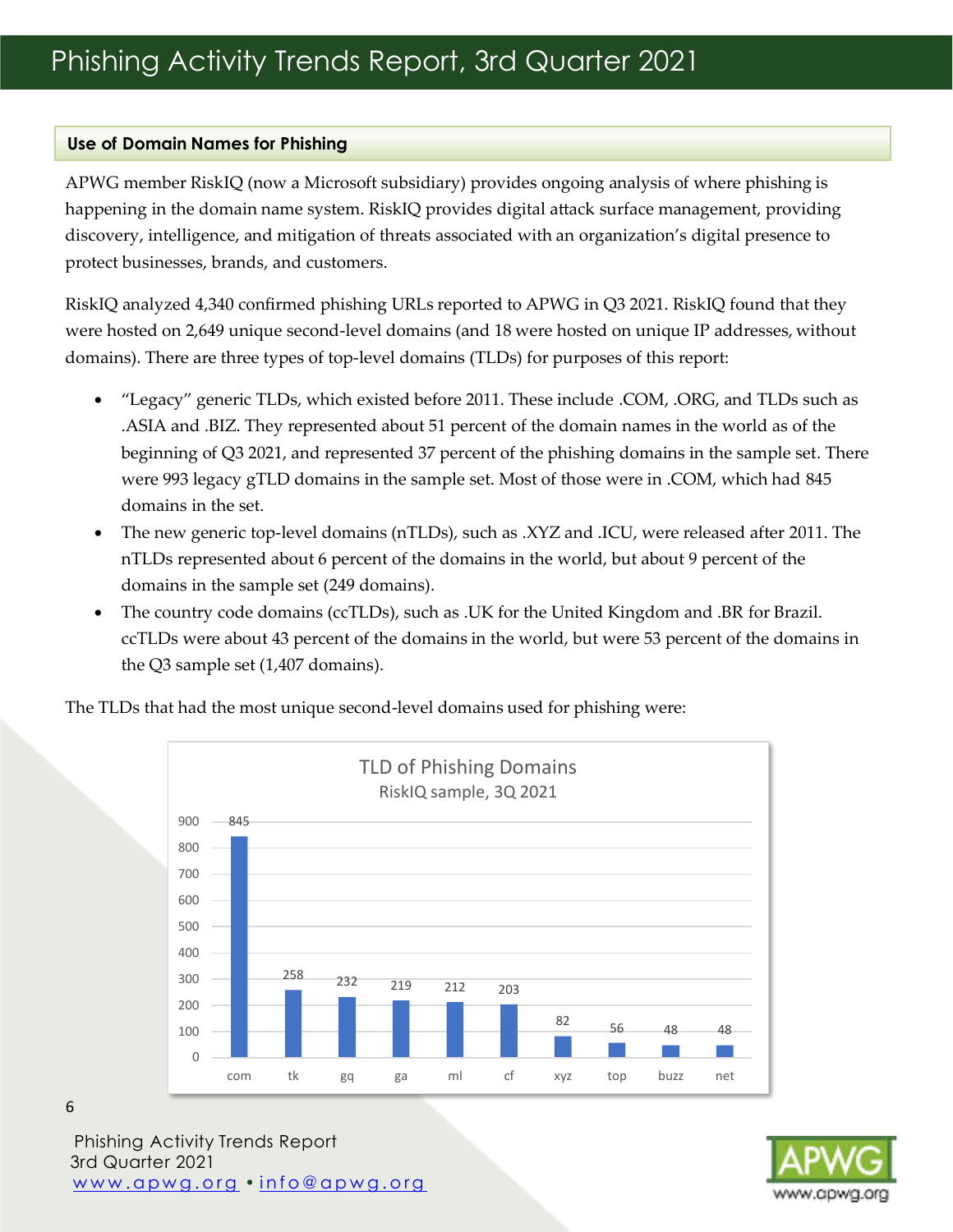## Use of Domain Names for Phishing

APWG member RiskIQ (now a Microsoft subsidiary) provides ongoing analysis of where phishing is happening in the domain name system. RiskIQ provides digital attack surface management, providing discovery, intelligence, and mitigation of threats associated with an organization's digital presence to protect businesses, brands, and customers.

RiskIQ analyzed 4,340 confirmed phishing URLs reported to APWG in Q3 2021. RiskIQ found that they were hosted on 2,649 unique second-level domains (and 18 were hosted on unique IP addresses, without domains). There are three types of top-level domains (TLDs) for purposes of this report:

- "Legacy" generic TLDs, which existed before 2011. These include .COM, .ORG, and TLDs such as .ASIA and .BIZ. They represented about 51 percent of the domain names in the world as of the beginning of Q3 2021, and represented 37 percent of the phishing domains in the sample set. There were 993 legacy gTLD domains in the sample set. Most of those were in .COM, which had 845 domains in the set.
- The new generic top-level domains (nTLDs), such as .XYZ and .ICU, were released after 2011. The nTLDs represented about 6 percent of the domains in the world, but about 9 percent of the domains in the sample set (249 domains).
- The country code domains (ccTLDs), such as .UK for the United Kingdom and .BR for Brazil. ccTLDs were about 43 percent of the domains in the world, but were 53 percent of the domains in the Q3 sample set (1,407 domains).

The TLDs that had the most unique second-level domains used for phishing were:

**TLD of Phishing Domains**
RiskIQ sample, 3Q 2021

| TLD | Domains |
|---|---|
| com | 845 |
| tk | 258 |
| gq | 232 |
| ga | 219 |
| ml | 212 |
| cf | 203 |
| xyz | 82 |
| top | 56 |
| buzz | 48 |
| net | 48 |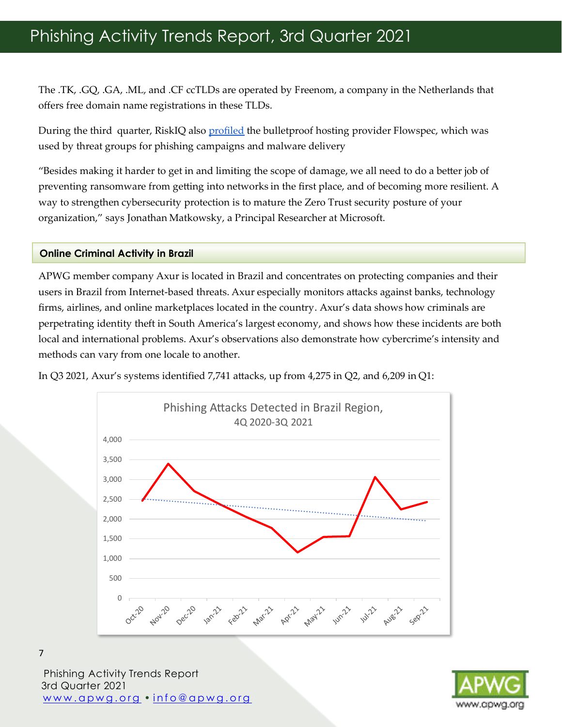The .TK, .GQ, .GA, .ML, and .CF ccTLDs are operated by Freenom, a company in the Netherlands that offers free domain name registrations in these TLDs.

During the third quarter, RiskIQ also profiled the bulletproof hosting provider Flowspec, which was used by threat groups for phishing campaigns and malware delivery

“Besides making it harder to get in and limiting the scope of damage, we all need to do a better job of preventing ransomware from getting into networks in the first place, and of becoming more resilient. A way to strengthen cybersecurity protection is to mature the Zero Trust security posture of your organization,” says Jonathan Matkowsky, a Principal Researcher at Microsoft.

## Online Criminal Activity in Brazil

APWG member company Axur is located in Brazil and concentrates on protecting companies and their users in Brazil from Internet-based threats. Axur especially monitors attacks against banks, technology firms, airlines, and online marketplaces located in the country. Axur’s data shows how criminals are perpetrating identity theft in South America’s largest economy, and shows how these incidents are both local and international problems. Axur’s observations also demonstrate how cybercrime’s intensity and methods can vary from one locale to another.

In Q3 2021, Axur’s systems identified 7,741 attacks, up from 4,275 in Q2, and 6,209 in Q1:

Phishing Attacks Detected in Brazil Region, 4Q 2020-3Q 2021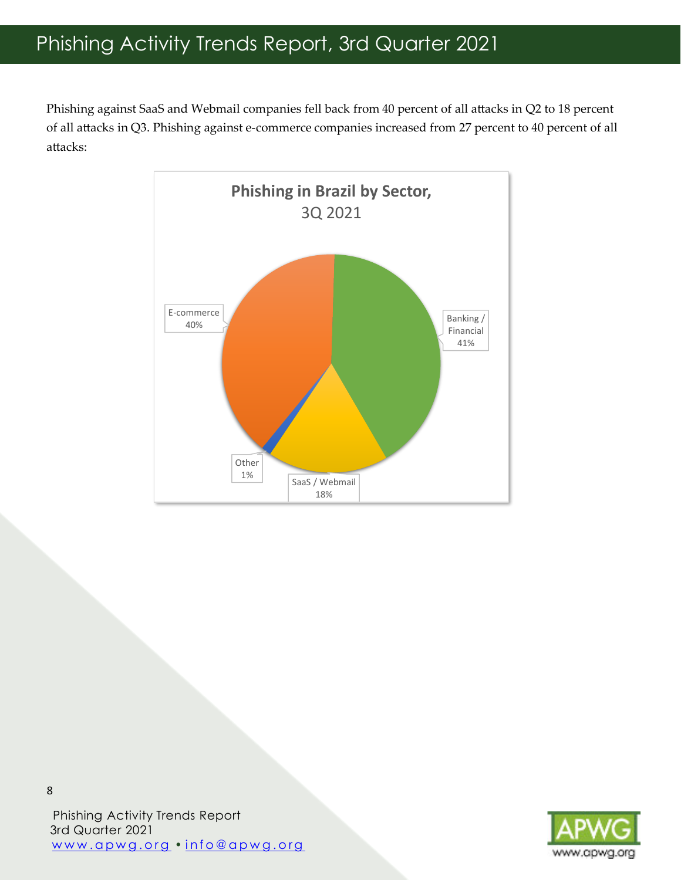Phishing against SaaS and Webmail companies fell back from 40 percent of all attacks in Q2 to 18 percent of all attacks in Q3. Phishing against e-commerce companies increased from 27 percent to 40 percent of all attacks:

**Phishing in Brazil by Sector,**
3Q 2021

| Sector | Share |
|---|---|
| Banking / Financial | 41% |
| E-commerce | 40% |
| SaaS / Webmail | 18% |
| Other | 1% |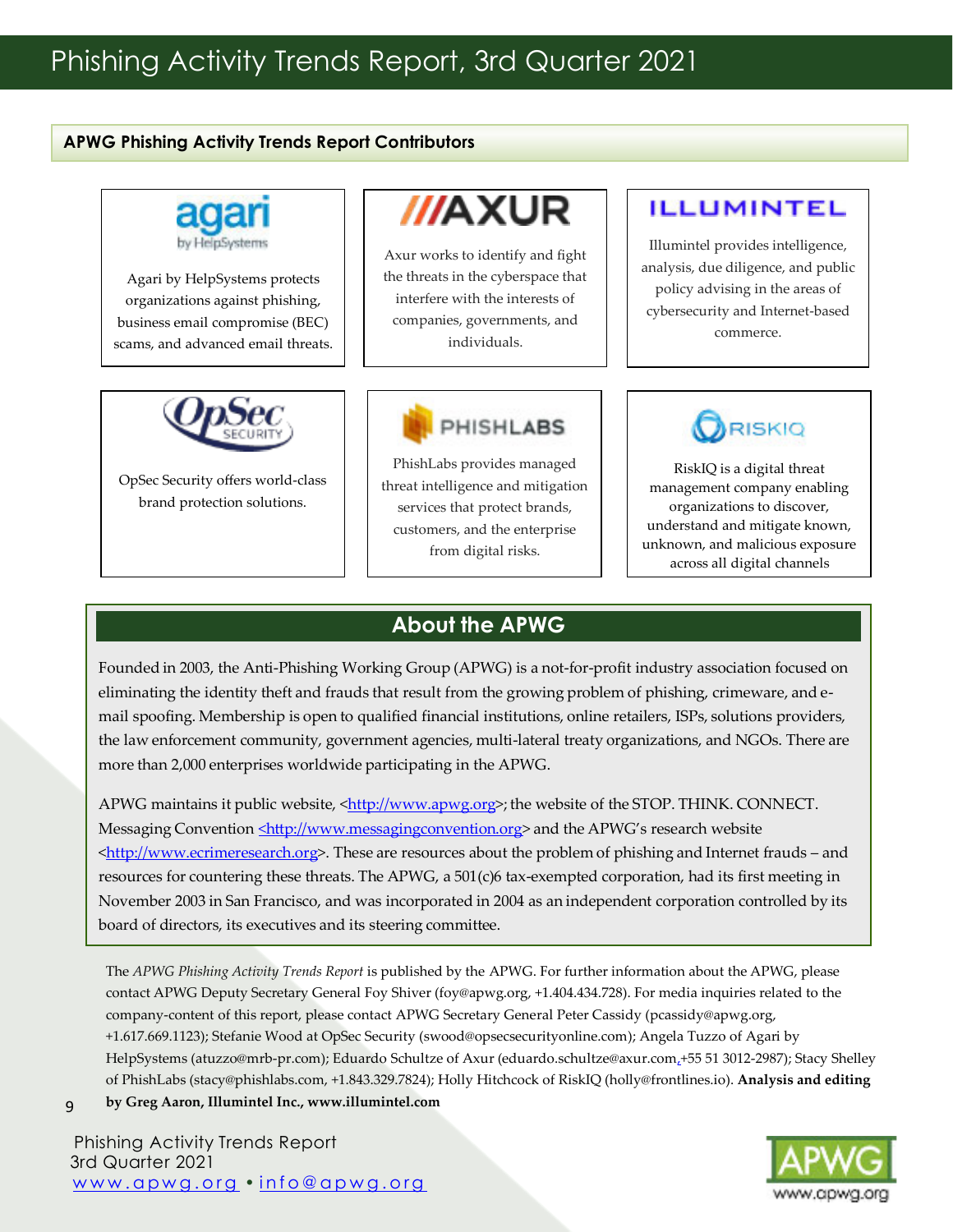## APWG Phishing Activity Trends Report Contributors

Agari by HelpSystems protects organizations against phishing, business email compromise (BEC) scams, and advanced email threats.

Axur works to identify and fight the threats in the cyberspace that interfere with the interests of companies, governments, and individuals.

Illumintel provides intelligence, analysis, due diligence, and public policy advising in the areas of cybersecurity and Internet-based commerce.

OpSec Security offers world-class brand protection solutions.

PhishLabs provides managed threat intelligence and mitigation services that protect brands, customers, and the enterprise from digital risks.

RiskIQ is a digital threat management company enabling organizations to discover, understand and mitigate known, unknown, and malicious exposure across all digital channels

## About the APWG

Founded in 2003, the Anti-Phishing Working Group (APWG) is a not-for-profit industry association focused on eliminating the identity theft and frauds that result from the growing problem of phishing, crimeware, and e-mail spoofing. Membership is open to qualified financial institutions, online retailers, ISPs, solutions providers, the law enforcement community, government agencies, multi-lateral treaty organizations, and NGOs. There are more than 2,000 enterprises worldwide participating in the APWG.

APWG maintains it public website, <http://www.apwg.org>; the website of the STOP. THINK. CONNECT. Messaging Convention <http://www.messagingconvention.org> and the APWG's research website <http://www.ecrimeresearch.org>. These are resources about the problem of phishing and Internet frauds – and resources for countering these threats. The APWG, a 501(c)6 tax-exempted corporation, had its first meeting in November 2003 in San Francisco, and was incorporated in 2004 as an independent corporation controlled by its board of directors, its executives and its steering committee.

The *APWG Phishing Activity Trends Report* is published by the APWG. For further information about the APWG, please contact APWG Deputy Secretary General Foy Shiver (foy@apwg.org, +1.404.434.728). For media inquiries related to the company-content of this report, please contact APWG Secretary General Peter Cassidy (pcassidy@apwg.org, +1.617.669.1123); Stefanie Wood at OpSec Security (swood@opsecsecurityonline.com); Angela Tuzzo of Agari by HelpSystems (atuzzo@mrb-pr.com); Eduardo Schultze of Axur (eduardo.schultze@axur.com, +55 51 3012-2987); Stacy Shelley of PhishLabs (stacy@phishlabs.com, +1.843.329.7824); Holly Hitchcock of RiskIQ (holly@frontlines.io). **Analysis and editing by Greg Aaron, Illumintel Inc., www.illumintel.com**